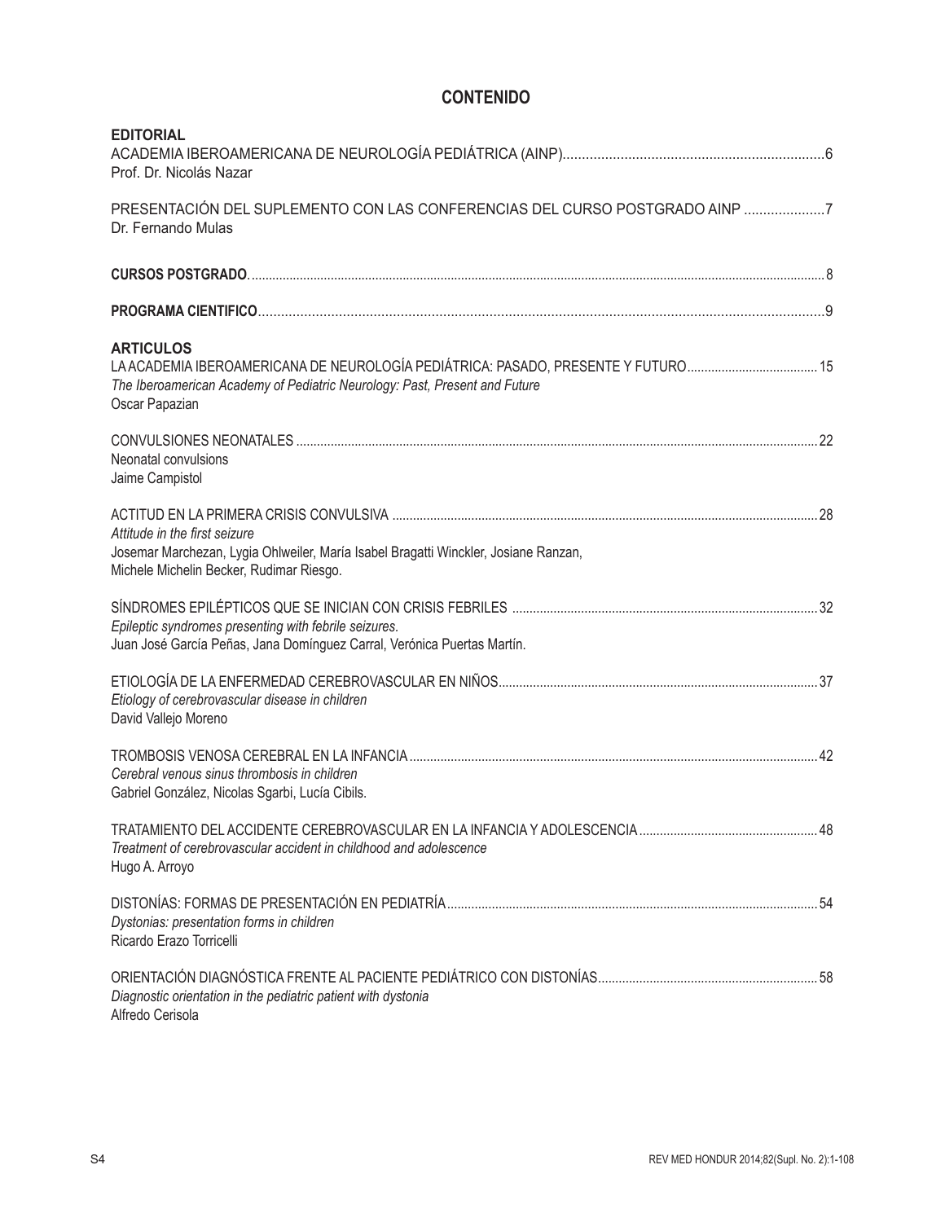# CONTENIDO

## EDITORIAL

ACADEMIA IBEROAMERICANA DE NEUROLOGÍA PEDIÁTRICA (AINP)....................6
Prof. Dr. Nicolás Nazar

PRESENTACIÓN DEL SUPLEMENTO CON LAS CONFERENCIAS DEL CURSO POSTGRADO AINP ....................7
Dr. Fernando Mulas

**CURSOS POSTGRADO**....................8

**PROGRAMA CIENTIFICO**....................9

## ARTICULOS

LA ACADEMIA IBEROAMERICANA DE NEUROLOGÍA PEDIÁTRICA: PASADO, PRESENTE Y FUTURO....................15
*The Iberoamerican Academy of Pediatric Neurology: Past, Present and Future*
Oscar Papazian

CONVULSIONES NEONATALES ....................22
Neonatal convulsions
Jaime Campistol

ACTITUD EN LA PRIMERA CRISIS CONVULSIVA ....................28
*Attitude in the first seizure*
Josemar Marchezan, Lygia Ohlweiler, María Isabel Bragatti Winckler, Josiane Ranzan,
Michele Michelin Becker, Rudimar Riesgo.

SÍNDROMES EPILÉPTICOS QUE SE INICIAN CON CRISIS FEBRILES ....................32
*Epileptic syndromes presenting with febrile seizures.*
Juan José García Peñas, Jana Domínguez Carral, Verónica Puertas Martín.

ETIOLOGÍA DE LA ENFERMEDAD CEREBROVASCULAR EN NIÑOS....................37
*Etiology of cerebrovascular disease in children*
David Vallejo Moreno

TROMBOSIS VENOSA CEREBRAL EN LA INFANCIA....................42
*Cerebral venous sinus thrombosis in children*
Gabriel González, Nicolas Sgarbi, Lucía Cibils.

TRATAMIENTO DEL ACCIDENTE CEREBROVASCULAR EN LA INFANCIA Y ADOLESCENCIA ....................48
*Treatment of cerebrovascular accident in childhood and adolescence*
Hugo A. Arroyo

DISTONÍAS: FORMAS DE PRESENTACIÓN EN PEDIATRÍA....................54
*Dystonias: presentation forms in children*
Ricardo Erazo Torricelli

ORIENTACIÓN DIAGNÓSTICA FRENTE AL PACIENTE PEDIÁTRICO CON DISTONÍAS....................58
*Diagnostic orientation in the pediatric patient with dystonia*
Alfredo Cerisola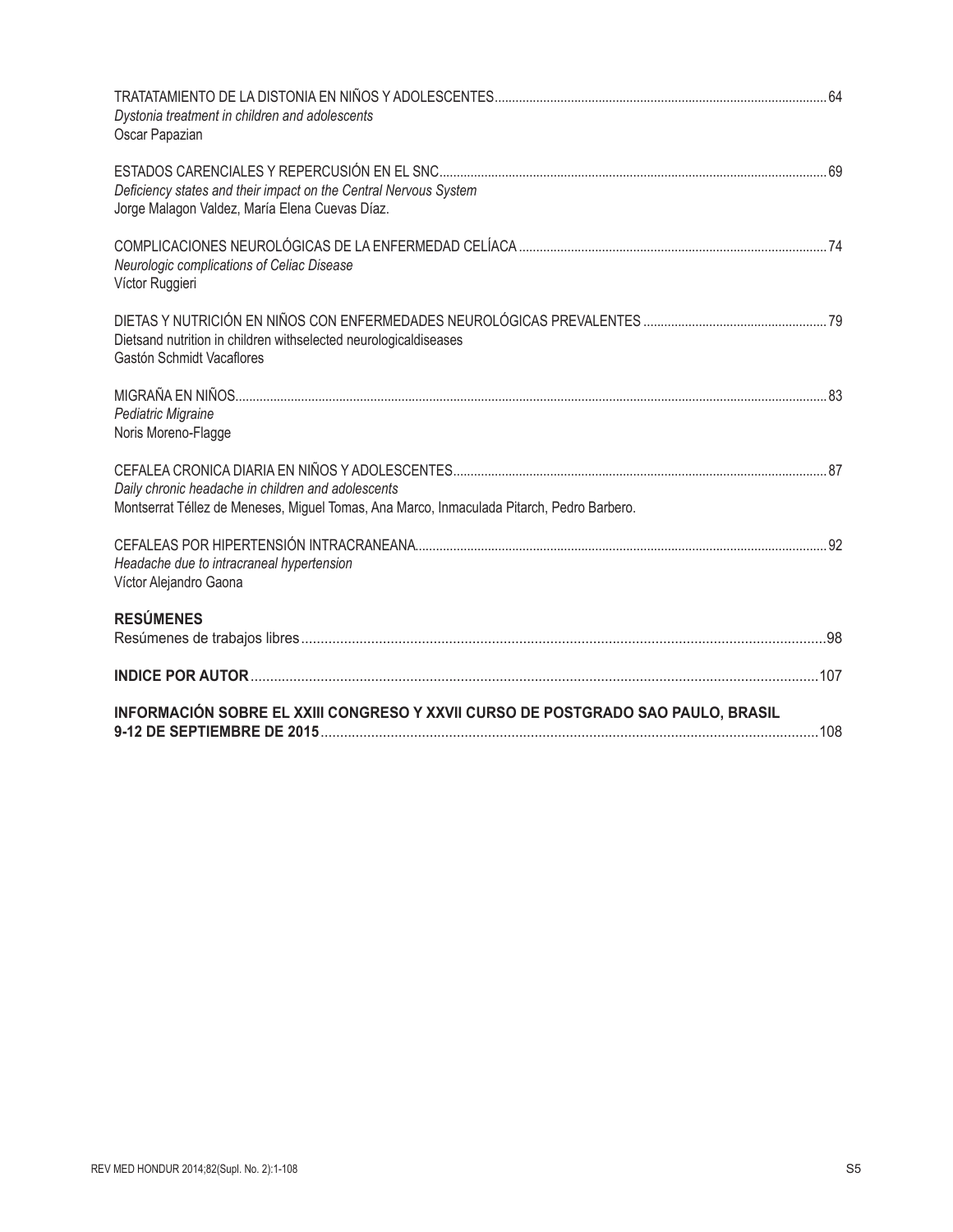TRATATAMIENTO DE LA DISTONIA EN NIÑOS Y ADOLESCENTES....................................................64
*Dystonia treatment in children and adolescents*
Oscar Papazian

ESTADOS CARENCIALES Y REPERCUSIÓN EN EL SNC....................................................69
*Deficiency states and their impact on the Central Nervous System*
Jorge Malagon Valdez, María Elena Cuevas Díaz.

COMPLICACIONES NEUROLÓGICAS DE LA ENFERMEDAD CELÍACA....................................................74
*Neurologic complications of Celiac Disease*
Víctor Ruggieri

DIETAS Y NUTRICIÓN EN NIÑOS CON ENFERMEDADES NEUROLÓGICAS PREVALENTES....................................................79
Dietsand nutrition in children withselected neurologicaldiseases
Gastón Schmidt Vacaflores

MIGRAÑA EN NIÑOS....................................................83
*Pediatric Migraine*
Noris Moreno-Flagge

CEFALEA CRONICA DIARIA EN NIÑOS Y ADOLESCENTES....................................................87
*Daily chronic headache in children and adolescents*
Montserrat Téllez de Meneses, Miguel Tomas, Ana Marco, Inmaculada Pitarch, Pedro Barbero.

CEFALEAS POR HIPERTENSIÓN INTRACRANEANA....................................................92
*Headache due to intracraneal hypertension*
Víctor Alejandro Gaona

**RESÚMENES**
Resúmenes de trabajos libres....................................................98

**INDICE POR AUTOR**....................................................107

**INFORMACIÓN SOBRE EL XXIII CONGRESO Y XXVII CURSO DE POSTGRADO SAO PAULO, BRASIL 9-12 DE SEPTIEMBRE DE 2015**....................................................108